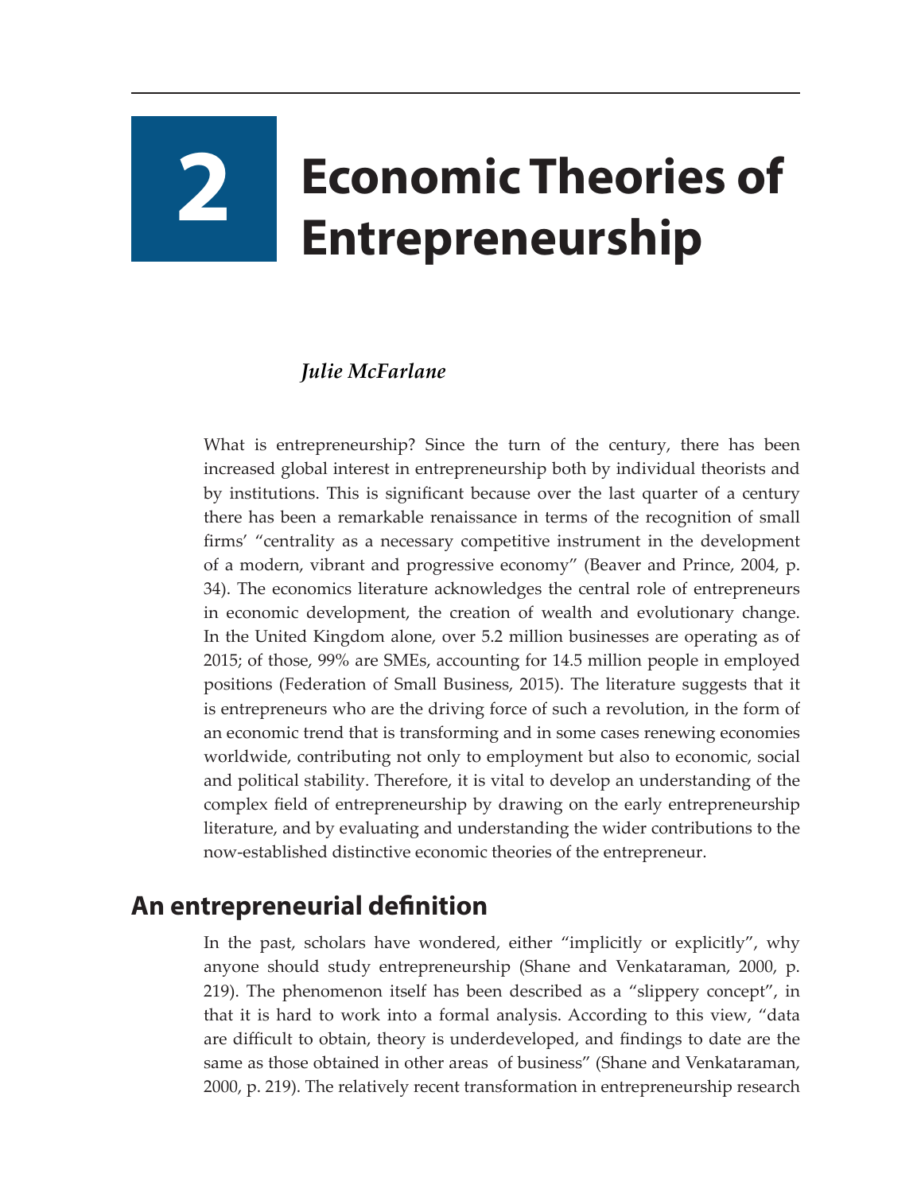# 2 Economic Theories of Entrepreneurship

*Julie McFarlane*

What is entrepreneurship? Since the turn of the century, there has been increased global interest in entrepreneurship both by individual theorists and by institutions. This is significant because over the last quarter of a century there has been a remarkable renaissance in terms of the recognition of small firms' "centrality as a necessary competitive instrument in the development of a modern, vibrant and progressive economy" (Beaver and Prince, 2004, p. 34). The economics literature acknowledges the central role of entrepreneurs in economic development, the creation of wealth and evolutionary change. In the United Kingdom alone, over 5.2 million businesses are operating as of 2015; of those, 99% are SMEs, accounting for 14.5 million people in employed positions (Federation of Small Business, 2015). The literature suggests that it is entrepreneurs who are the driving force of such a revolution, in the form of an economic trend that is transforming and in some cases renewing economies worldwide, contributing not only to employment but also to economic, social and political stability. Therefore, it is vital to develop an understanding of the complex field of entrepreneurship by drawing on the early entrepreneurship literature, and by evaluating and understanding the wider contributions to the now-established distinctive economic theories of the entrepreneur.

## An entrepreneurial definition

In the past, scholars have wondered, either "implicitly or explicitly", why anyone should study entrepreneurship (Shane and Venkataraman, 2000, p. 219). The phenomenon itself has been described as a "slippery concept", in that it is hard to work into a formal analysis. According to this view, "data are difficult to obtain, theory is underdeveloped, and findings to date are the same as those obtained in other areas of business" (Shane and Venkataraman, 2000, p. 219). The relatively recent transformation in entrepreneurship research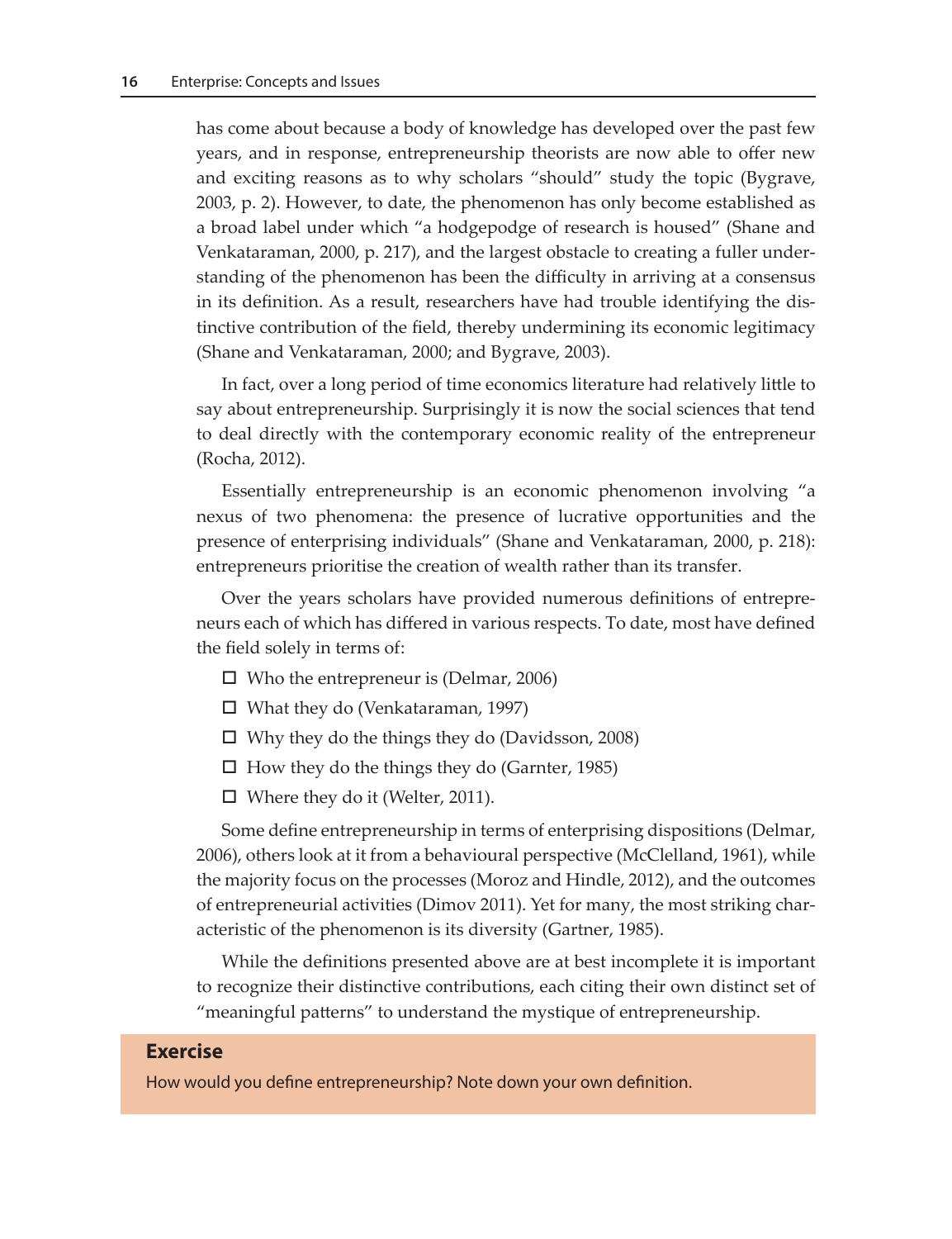has come about because a body of knowledge has developed over the past few years, and in response, entrepreneurship theorists are now able to offer new and exciting reasons as to why scholars "should" study the topic (Bygrave, 2003, p. 2). However, to date, the phenomenon has only become established as a broad label under which "a hodgepodge of research is housed" (Shane and Venkataraman, 2000, p. 217), and the largest obstacle to creating a fuller understanding of the phenomenon has been the difficulty in arriving at a consensus in its definition. As a result, researchers have had trouble identifying the distinctive contribution of the field, thereby undermining its economic legitimacy (Shane and Venkataraman, 2000; and Bygrave, 2003).

In fact, over a long period of time economics literature had relatively little to say about entrepreneurship. Surprisingly it is now the social sciences that tend to deal directly with the contemporary economic reality of the entrepreneur (Rocha, 2012).

Essentially entrepreneurship is an economic phenomenon involving "a nexus of two phenomena: the presence of lucrative opportunities and the presence of enterprising individuals" (Shane and Venkataraman, 2000, p. 218): entrepreneurs prioritise the creation of wealth rather than its transfer.

Over the years scholars have provided numerous definitions of entrepreneurs each of which has differed in various respects. To date, most have defined the field solely in terms of:

- Who the entrepreneur is (Delmar, 2006)
- What they do (Venkataraman, 1997)
- Why they do the things they do (Davidsson, 2008)
- How they do the things they do (Garnter, 1985)
- Where they do it (Welter, 2011).

Some define entrepreneurship in terms of enterprising dispositions (Delmar, 2006), others look at it from a behavioural perspective (McClelland, 1961), while the majority focus on the processes (Moroz and Hindle, 2012), and the outcomes of entrepreneurial activities (Dimov 2011). Yet for many, the most striking characteristic of the phenomenon is its diversity (Gartner, 1985).

While the definitions presented above are at best incomplete it is important to recognize their distinctive contributions, each citing their own distinct set of "meaningful patterns" to understand the mystique of entrepreneurship.

**Exercise**

How would you define entrepreneurship? Note down your own definition.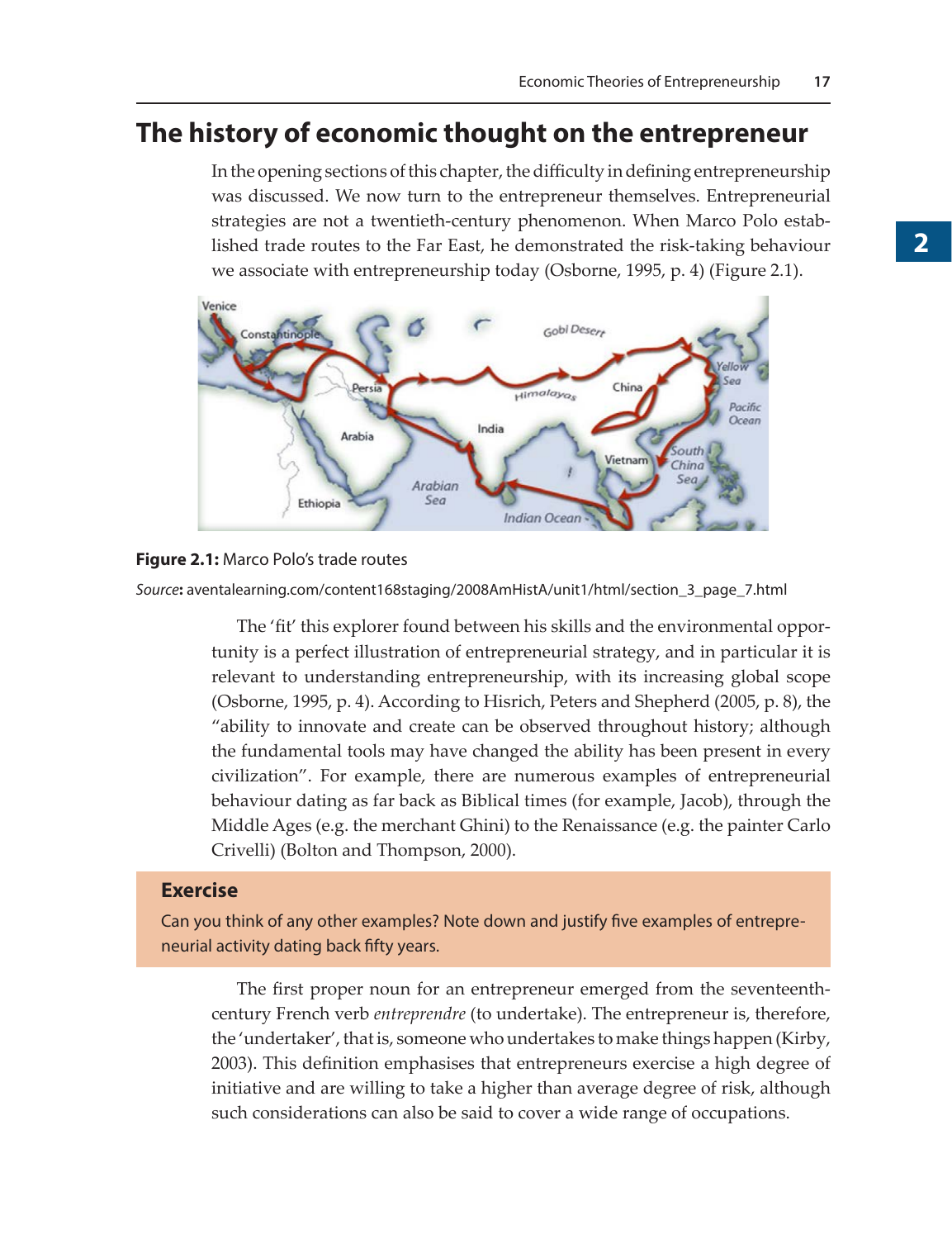# The history of economic thought on the entrepreneur

In the opening sections of this chapter, the difficulty in defining entrepreneurship was discussed. We now turn to the entrepreneur themselves. Entrepreneurial strategies are not a twentieth-century phenomenon. When Marco Polo established trade routes to the Far East, he demonstrated the risk-taking behaviour we associate with entrepreneurship today (Osborne, 1995, p. 4) (Figure 2.1).

**Figure 2.1:** Marco Polo's trade routes

*Source***:** aventalearning.com/content168staging/2008AmHistA/unit1/html/section_3_page_7.html

The 'fit' this explorer found between his skills and the environmental opportunity is a perfect illustration of entrepreneurial strategy, and in particular it is relevant to understanding entrepreneurship, with its increasing global scope (Osborne, 1995, p. 4). According to Hisrich, Peters and Shepherd (2005, p. 8), the "ability to innovate and create can be observed throughout history; although the fundamental tools may have changed the ability has been present in every civilization". For example, there are numerous examples of entrepreneurial behaviour dating as far back as Biblical times (for example, Jacob), through the Middle Ages (e.g. the merchant Ghini) to the Renaissance (e.g. the painter Carlo Crivelli) (Bolton and Thompson, 2000).

> **Exercise**
>
> Can you think of any other examples? Note down and justify five examples of entrepreneurial activity dating back fifty years.

The first proper noun for an entrepreneur emerged from the seventeenth-century French verb *entreprendre* (to undertake). The entrepreneur is, therefore, the 'undertaker', that is, someone who undertakes to make things happen (Kirby, 2003). This definition emphasises that entrepreneurs exercise a high degree of initiative and are willing to take a higher than average degree of risk, although such considerations can also be said to cover a wide range of occupations.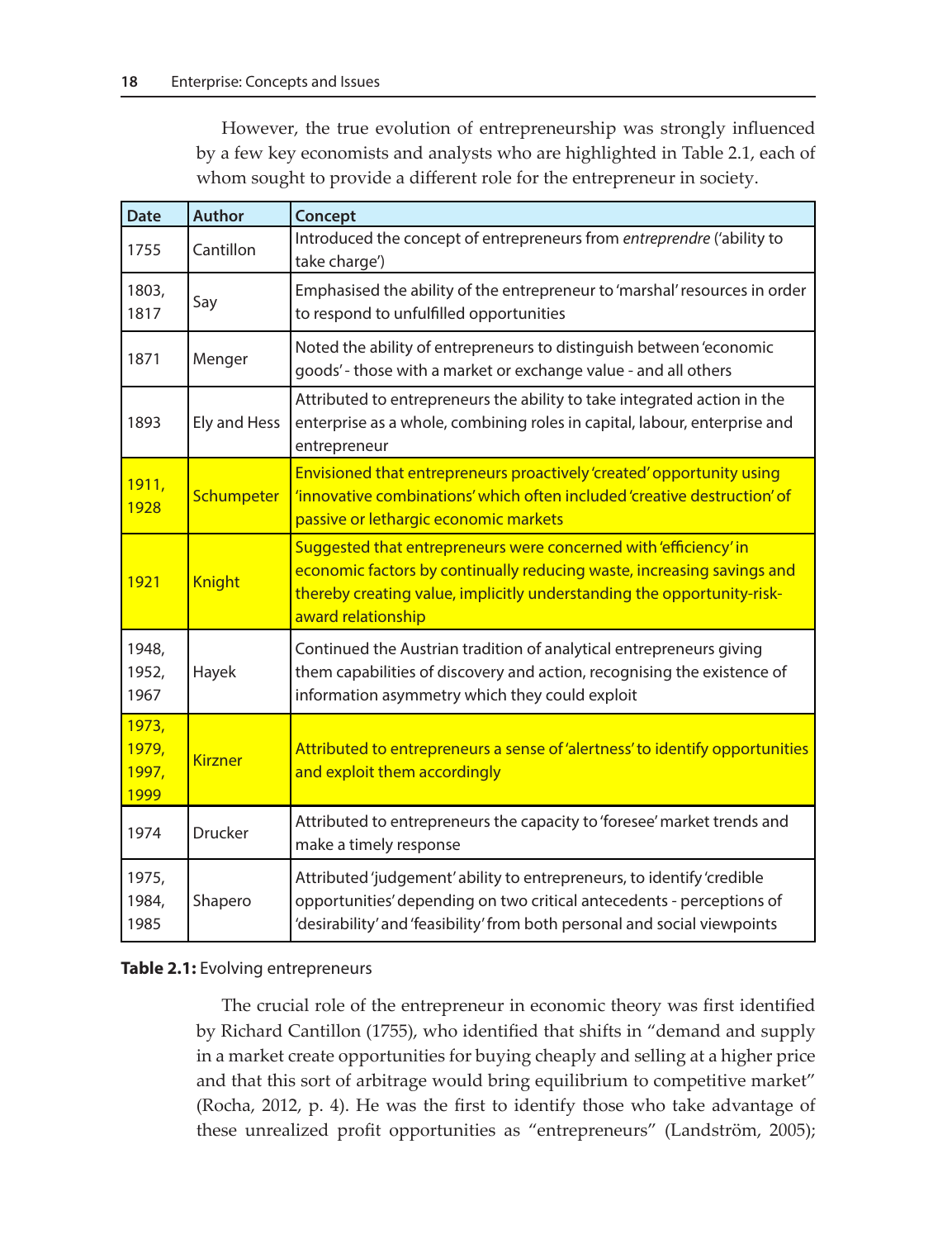However, the true evolution of entrepreneurship was strongly influenced by a few key economists and analysts who are highlighted in Table 2.1, each of whom sought to provide a different role for the entrepreneur in society.

| Date | Author | Concept |
|---|---|---|
| 1755 | Cantillon | Introduced the concept of entrepreneurs from *entreprendre* ('ability to take charge') |
| 1803, 1817 | Say | Emphasised the ability of the entrepreneur to 'marshal' resources in order to respond to unfulfilled opportunities |
| 1871 | Menger | Noted the ability of entrepreneurs to distinguish between 'economic goods' - those with a market or exchange value - and all others |
| 1893 | Ely and Hess | Attributed to entrepreneurs the ability to take integrated action in the enterprise as a whole, combining roles in capital, labour, enterprise and entrepreneur |
| 1911, 1928 | Schumpeter | Envisioned that entrepreneurs proactively 'created' opportunity using 'innovative combinations' which often included 'creative destruction' of passive or lethargic economic markets |
| 1921 | Knight | Suggested that entrepreneurs were concerned with 'efficiency' in economic factors by continually reducing waste, increasing savings and thereby creating value, implicitly understanding the opportunity-risk-award relationship |
| 1948, 1952, 1967 | Hayek | Continued the Austrian tradition of analytical entrepreneurs giving them capabilities of discovery and action, recognising the existence of information asymmetry which they could exploit |
| 1973, 1979, 1997, 1999 | Kirzner | Attributed to entrepreneurs a sense of 'alertness' to identify opportunities and exploit them accordingly |
| 1974 | Drucker | Attributed to entrepreneurs the capacity to 'foresee' market trends and make a timely response |
| 1975, 1984, 1985 | Shapero | Attributed 'judgement' ability to entrepreneurs, to identify 'credible opportunities' depending on two critical antecedents - perceptions of 'desirability' and 'feasibility' from both personal and social viewpoints |

**Table 2.1:** Evolving entrepreneurs

The crucial role of the entrepreneur in economic theory was first identified by Richard Cantillon (1755), who identified that shifts in "demand and supply in a market create opportunities for buying cheaply and selling at a higher price and that this sort of arbitrage would bring equilibrium to competitive market" (Rocha, 2012, p. 4). He was the first to identify those who take advantage of these unrealized profit opportunities as "entrepreneurs" (Landström, 2005);